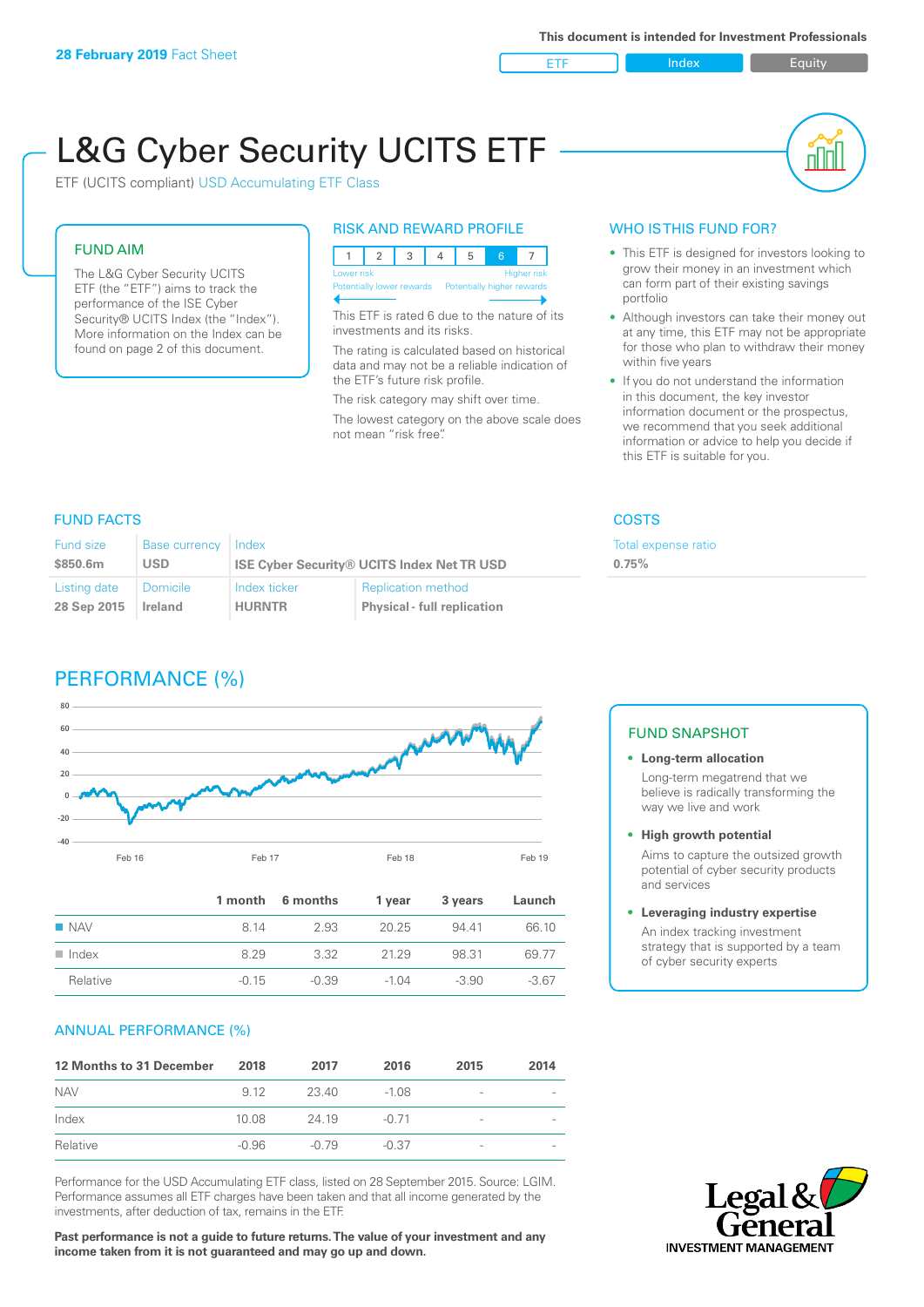**28 February 2019** Fact Sheet

This document is intended for Investment Professionals

ETF | Index | Equity

# L&G Cyber Security UCITS ETF

ETF (UCITS compliant) USD Accumulating ETF Class

## FUND AIM

The L&G Cyber Security UCITS ETF (the "ETF") aims to track the performance of the ISE Cyber Security® UCITS Index (the "Index"). More information on the Index can be found on page 2 of this document.

## RISK AND REWARD PROFILE

| 1 | 2 | 3 | 4 | 5 | 6 | 7 |
|---|---|---|---|---|---|---|

Lower risk — Higher risk
Potentially lower rewards — Potentially higher rewards

This ETF is rated 6 due to the nature of its investments and its risks.

The rating is calculated based on historical data and may not be a reliable indication of the ETF's future risk profile.

The risk category may shift over time.

The lowest category on the above scale does not mean "risk free".

## WHO IS THIS FUND FOR?

- This ETF is designed for investors looking to grow their money in an investment which can form part of their existing savings portfolio
- Although investors can take their money out at any time, this ETF may not be appropriate for those who plan to withdraw their money within five years
- If you do not understand the information in this document, the key investor information document or the prospectus, we recommend that you seek additional information or advice to help you decide if this ETF is suitable for you.

## FUND FACTS

| Fund size | Base currency | Index | |
|---|---|---|---|
| $850.6m | USD | ISE Cyber Security® UCITS Index Net TR USD | |
| **Listing date** | **Domicile** | **Index ticker** | **Replication method** |
| 28 Sep 2015 | Ireland | HURNTR | Physical - full replication |

## COSTS

Total expense ratio
**0.75%**

## PERFORMANCE (%)

| | 1 month | 6 months | 1 year | 3 years | Launch |
|---|---|---|---|---|---|
| NAV | 8.14 | 2.93 | 20.25 | 94.41 | 66.10 |
| Index | 8.29 | 3.32 | 21.29 | 98.31 | 69.77 |
| Relative | -0.15 | -0.39 | -1.04 | -3.90 | -3.67 |

## ANNUAL PERFORMANCE (%)

| 12 Months to 31 December | 2018 | 2017 | 2016 | 2015 | 2014 |
|---|---|---|---|---|---|
| NAV | 9.12 | 23.40 | -1.08 | - | - |
| Index | 10.08 | 24.19 | -0.71 | - | - |
| Relative | -0.96 | -0.79 | -0.37 | - | - |

Performance for the USD Accumulating ETF class, listed on 28 September 2015. Source: LGIM. Performance assumes all ETF charges have been taken and that all income generated by the investments, after deduction of tax, remains in the ETF.

**Past performance is not a guide to future returns. The value of your investment and any income taken from it is not guaranteed and may go up and down.**

## FUND SNAPSHOT

- **Long-term allocation**
  Long-term megatrend that we believe is radically transforming the way we live and work
- **High growth potential**
  Aims to capture the outsized growth potential of cyber security products and services
- **Leveraging industry expertise**
  An index tracking investment strategy that is supported by a team of cyber security experts

Legal & General INVESTMENT MANAGEMENT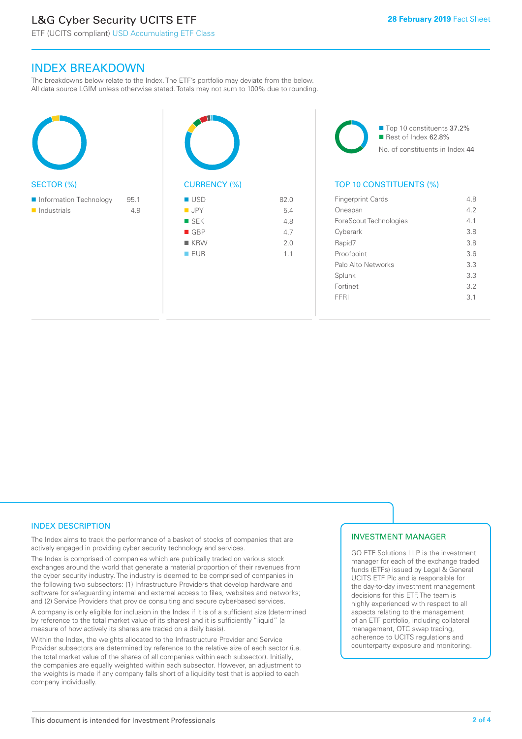# L&G Cyber Security UCITS ETF

ETF (UCITS compliant) USD Accumulating ETF Class

28 February 2019 Fact Sheet

## INDEX BREAKDOWN

The breakdowns below relate to the Index. The ETF's portfolio may deviate from the below. All data source LGIM unless otherwise stated. Totals may not sum to 100% due to rounding.

### SECTOR (%)

| Sector | % |
|---|---|
| Information Technology | 95.1 |
| Industrials | 4.9 |

### CURRENCY (%)

| Currency | % |
|---|---|
| USD | 82.0 |
| JPY | 5.4 |
| SEK | 4.8 |
| GBP | 4.7 |
| KRW | 2.0 |
| EUR | 1.1 |

- Top 10 constituents 37.2%
- Rest of Index 62.8%

No. of constituents in Index 44

### TOP 10 CONSTITUENTS (%)

| Constituent | % |
|---|---|
| Fingerprint Cards | 4.8 |
| Onespan | 4.2 |
| ForeScout Technologies | 4.1 |
| Cyberark | 3.8 |
| Rapid7 | 3.8 |
| Proofpoint | 3.6 |
| Palo Alto Networks | 3.3 |
| Splunk | 3.3 |
| Fortinet | 3.2 |
| FFRI | 3.1 |

## INDEX DESCRIPTION

The Index aims to track the performance of a basket of stocks of companies that are actively engaged in providing cyber security technology and services.

The Index is comprised of companies which are publically traded on various stock exchanges around the world that generate a material proportion of their revenues from the cyber security industry. The industry is deemed to be comprised of companies in the following two subsectors: (1) Infrastructure Providers that develop hardware and software for safeguarding internal and external access to files, websites and networks; and (2) Service Providers that provide consulting and secure cyber-based services.

A company is only eligible for inclusion in the Index if it is of a sufficient size (determined by reference to the total market value of its shares) and it is sufficiently "liquid" (a measure of how actively its shares are traded on a daily basis).

Within the Index, the weights allocated to the Infrastructure Provider and Service Provider subsectors are determined by reference to the relative size of each sector (i.e. the total market value of the shares of all companies within each subsector). Initially, the companies are equally weighted within each subsector. However, an adjustment to the weights is made if any company falls short of a liquidity test that is applied to each company individually.

## INVESTMENT MANAGER

GO ETF Solutions LLP is the investment manager for each of the exchange traded funds (ETFs) issued by Legal & General UCITS ETF Plc and is responsible for the day-to-day investment management decisions for this ETF. The team is highly experienced with respect to all aspects relating to the management of an ETF portfolio, including collateral management, OTC swap trading, adherence to UCITS regulations and counterparty exposure and monitoring.

This document is intended for Investment Professionals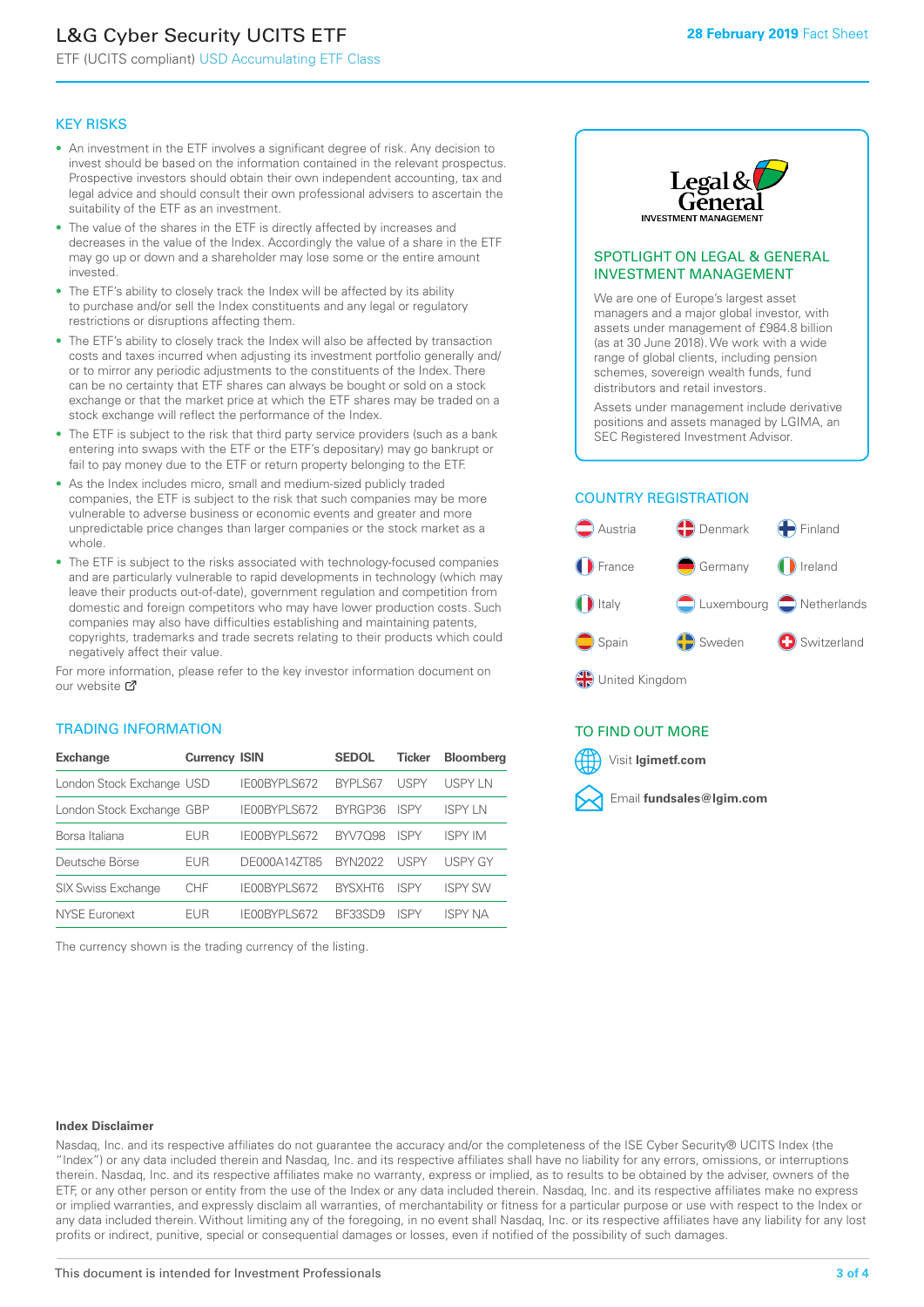# L&G Cyber Security UCITS ETF

ETF (UCITS compliant) USD Accumulating ETF Class

**28 February 2019** Fact Sheet

## KEY RISKS

- An investment in the ETF involves a significant degree of risk. Any decision to invest should be based on the information contained in the relevant prospectus. Prospective investors should obtain their own independent accounting, tax and legal advice and should consult their own professional advisers to ascertain the suitability of the ETF as an investment.
- The value of the shares in the ETF is directly affected by increases and decreases in the value of the Index. Accordingly the value of a share in the ETF may go up or down and a shareholder may lose some or the entire amount invested.
- The ETF's ability to closely track the Index will be affected by its ability to purchase and/or sell the Index constituents and any legal or regulatory restrictions or disruptions affecting them.
- The ETF's ability to closely track the Index will also be affected by transaction costs and taxes incurred when adjusting its investment portfolio generally and/or to mirror any periodic adjustments to the constituents of the Index. There can be no certainty that ETF shares can always be bought or sold on a stock exchange or that the market price at which the ETF shares may be traded on a stock exchange will reflect the performance of the Index.
- The ETF is subject to the risk that third party service providers (such as a bank entering into swaps with the ETF or the ETF's depositary) may go bankrupt or fail to pay money due to the ETF or return property belonging to the ETF.
- As the Index includes micro, small and medium-sized publicly traded companies, the ETF is subject to the risk that such companies may be more vulnerable to adverse business or economic events and greater and more unpredictable price changes than larger companies or the stock market as a whole.
- The ETF is subject to the risks associated with technology-focused companies and are particularly vulnerable to rapid developments in technology (which may leave their products out-of-date), government regulation and competition from domestic and foreign competitors who may have lower production costs. Such companies may also have difficulties establishing and maintaining patents, copyrights, trademarks and trade secrets relating to their products which could negatively affect their value.

For more information, please refer to the key investor information document on our website

## TRADING INFORMATION

| Exchange | Currency | ISIN | SEDOL | Ticker | Bloomberg |
|---|---|---|---|---|---|
| London Stock Exchange | USD | IE00BYPLS672 | BYPLS67 | USPY | USPY LN |
| London Stock Exchange | GBP | IE00BYPLS672 | BYRGP36 | ISPY | ISPY LN |
| Borsa Italiana | EUR | IE00BYPLS672 | BYV7Q98 | ISPY | ISPY IM |
| Deutsche Börse | EUR | DE000A14ZT85 | BYN2022 | USPY | USPY GY |
| SIX Swiss Exchange | CHF | IE00BYPLS672 | BYSXHT6 | ISPY | ISPY SW |
| NYSE Euronext | EUR | IE00BYPLS672 | BF33SD9 | ISPY | ISPY NA |

The currency shown is the trading currency of the listing.

## SPOTLIGHT ON LEGAL & GENERAL INVESTMENT MANAGEMENT

We are one of Europe's largest asset managers and a major global investor, with assets under management of £984.8 billion (as at 30 June 2018). We work with a wide range of global clients, including pension schemes, sovereign wealth funds, fund distributors and retail investors.

Assets under management include derivative positions and assets managed by LGIMA, an SEC Registered Investment Advisor.

## COUNTRY REGISTRATION

- Austria
- Denmark
- Finland
- France
- Germany
- Ireland
- Italy
- Luxembourg
- Netherlands
- Spain
- Sweden
- Switzerland
- United Kingdom

## TO FIND OUT MORE

Visit **lgimetf.com**

Email **fundsales@lgim.com**

**Index Disclaimer**

Nasdaq, Inc. and its respective affiliates do not guarantee the accuracy and/or the completeness of the ISE Cyber Security® UCITS Index (the "Index") or any data included therein and Nasdaq, Inc. and its respective affiliates shall have no liability for any errors, omissions, or interruptions therein. Nasdaq, Inc. and its respective affiliates make no warranty, express or implied, as to results to be obtained by the adviser, owners of the ETF, or any other person or entity from the use of the Index or any data included therein. Nasdaq, Inc. and its respective affiliates make no express or implied warranties, and expressly disclaim all warranties, of merchantability or fitness for a particular purpose or use with respect to the Index or any data included therein. Without limiting any of the foregoing, in no event shall Nasdaq, Inc. or its respective affiliates have any liability for any lost profits or indirect, punitive, special or consequential damages or losses, even if notified of the possibility of such damages.

This document is intended for Investment Professionals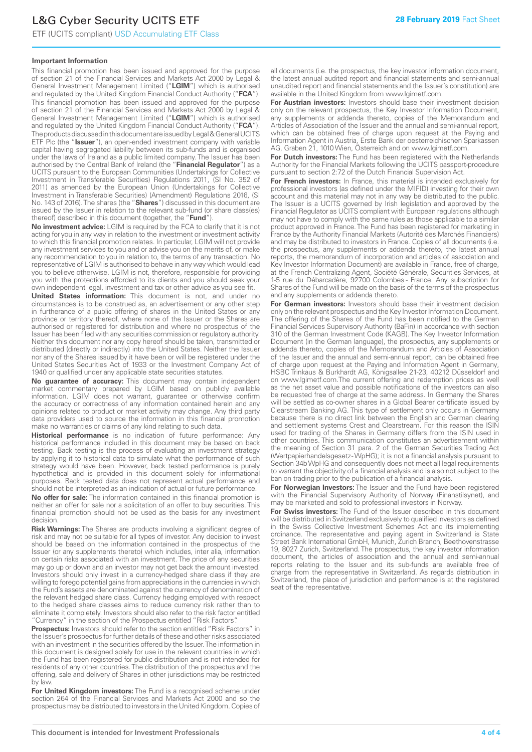## Important Information

This financial promotion has been issued and approved for the purpose of section 21 of the Financial Services and Markets Act 2000 by Legal & General Investment Management Limited ("**LGIM**") which is authorised and regulated by the United Kingdom Financial Conduct Authority ("**FCA**"). This financial promotion has been issued and approved for the purpose of section 21 of the Financial Services and Markets Act 2000 by Legal & General Investment Management Limited ("**LGIM**") which is authorised and regulated by the United Kingdom Financial Conduct Authority ("**FCA**"). The products discussed in this document are issued by Legal & General UCITS ETF Plc (the "**Issuer**"), an open-ended investment company with variable capital having segregated liability between its sub-funds and is organised under the laws of Ireland as a public limited company. The Issuer has been authorised by the Central Bank of Ireland (the "**Financial Regulator**") as a UCITS pursuant to the European Communities (Undertakings for Collective Investment in Transferable Securities) Regulations 2011, (SI No. 352 of 2011) as amended by the European Union (Undertakings for Collective Investment in Transferable Securities) (Amendment) Regulations 2016, (SI No. 143 of 2016). The shares (the "**Shares**") discussed in this document are issued by the Issuer in relation to the relevant sub-fund (or share class(es) thereof) described in this document (together, the "**Fund**").

**No investment advice:** LGIM is required by the FCA to clarify that it is not acting for you in any way in relation to the investment or investment activity to which this financial promotion relates. In particular, LGIM will not provide any investment services to you and or advise you on the merits of, or make any recommendation to you in relation to, the terms of any transaction. No representative of LGIM is authorised to behave in any way which would lead you to believe otherwise. LGIM is not, therefore, responsible for providing you with the protections afforded to its clients and you should seek your own independent legal, investment and tax or other advice as you see fit.

**United States information:** This document is not, and under no circumstances is to be construed as, an advertisement or any other step in furtherance of a public offering of shares in the United States or any province or territory thereof, where none of the Issuer or the Shares are authorised or registered for distribution and where no prospectus of the Issuer has been filed with any securities commission or regulatory authority. Neither this document nor any copy hereof should be taken, transmitted or distributed (directly or indirectly) into the United States. Neither the Issuer nor any of the Shares issued by it have been or will be registered under the United States Securities Act of 1933 or the Investment Company Act of 1940 or qualified under any applicable state securities statutes.

**No guarantee of accuracy:** This document may contain independent market commentary prepared by LGIM based on publicly available information. LGIM does not warrant, guarantee or otherwise confirm the accuracy or correctness of any information contained herein and any opinions related to product or market activity may change. Any third party data providers used to source the information in this financial promotion make no warranties or claims of any kind relating to such data.

**Historical performance** is no indication of future performance: Any historical performance included in this document may be based on back testing. Back testing is the process of evaluating an investment strategy by applying it to historical data to simulate what the performance of such strategy would have been. However, back tested performance is purely hypothetical and is provided in this document solely for informational purposes. Back tested data does not represent actual performance and should not be interpreted as an indication of actual or future performance.

**No offer for sale:** The information contained in this financial promotion is neither an offer for sale nor a solicitation of an offer to buy securities. This financial promotion should not be used as the basis for any investment decision.

**Risk Warnings:** The Shares are products involving a significant degree of risk and may not be suitable for all types of investor. Any decision to invest should be based on the information contained in the prospectus of the Issuer (or any supplements thereto) which includes, inter alia, information on certain risks associated with an investment. The price of any securities may go up or down and an investor may not get back the amount invested. Investors should only invest in a currency-hedged share class if they are willing to forego potential gains from appreciations in the currencies in which the Fund's assets are denominated against the currency of denomination of the relevant hedged share class. Currency hedging employed with respect to the hedged share classes aims to reduce currency risk rather than to eliminate it completely. Investors should also refer to the risk factor entitled "Currency" in the section of the Prospectus entitled "Risk Factors".

**Prospectus:** Investors should refer to the section entitled "Risk Factors" in the Issuer's prospectus for further details of these and other risks associated with an investment in the securities offered by the Issuer. The information in this document is designed solely for use in the relevant countries in which the Fund has been registered for public distribution and is not intended for residents of any other countries. The distribution of the prospectus and the offering, sale and delivery of Shares in other jurisdictions may be restricted by law.

**For United Kingdom investors:** The Fund is a recognised scheme under section 264 of the Financial Services and Markets Act 2000 and so the prospectus may be distributed to investors in the United Kingdom. Copies of all documents (i.e. the prospectus, the key investor information document, the latest annual audited report and financial statements and semi-annual unaudited report and financial statements and the Issuer's constitution) are available in the United Kingdom from www.lgimetf.com.

**For Austrian investors:** Investors should base their investment decision only on the relevant prospectus, the Key Investor Information Document, any supplements or addenda thereto, copies of the Memorandum and Articles of Association of the Issuer and the annual and semi-annual report, which can be obtained free of charge upon request at the Paying and Information Agent in Austria, Erste Bank der oesterreichischen Sparkassen AG, Graben 21, 1010 Wien, Österreich and on www.lgimetf.com.

**For Dutch investors:** The Fund has been registered with the Netherlands Authority for the Financial Markets following the UCITS passport-procedure pursuant to section 2:72 of the Dutch Financial Supervision Act.

**For French investors:** In France, this material is intended exclusively for professional investors (as defined under the MIFID) investing for their own account and this material may not in any way be distributed to the public. The Issuer is a UCITS governed by Irish legislation and approved by the Financial Regulator as UCITS compliant with European regulations although may not have to comply with the same rules as those applicable to a similar product approved in France. The Fund has been registered for marketing in France by the Authority Financial Markets (Autorité des Marchés Financiers) and may be distributed to investors in France. Copies of all documents (i.e. the prospectus, any supplements or addenda thereto, the latest annual reports, the memorandum of incorporation and articles of association and Key Investor Information Document) are available in France, free of charge, at the French Centralizing Agent, Société Générale, Securities Services, at 1-5 rue du Débarcadère, 92700 Colombes - France. Any subscription for Shares of the Fund will be made on the basis of the terms of the prospectus and any supplements or addenda thereto.

**For German investors:** Investors should base their investment decision only on the relevant prospectus and the Key Investor Information Document. The offering of the Shares of the Fund has been notified to the German Financial Services Supervisory Authority (BaFin) in accordance with section 310 of the German Investment Code (KAGB). The Key Investor Information Document (in the German language), the prospectus, any supplements or addenda thereto, copies of the Memorandum and Articles of Association of the Issuer and the annual and semi-annual report, can be obtained free of charge upon request at the Paying and Information Agent in Germany, HSBC Trinkaus & Burkhardt AG, Königsallee 21-23, 40212 Düsseldorf and on www.lgimetf.com.The current offering and redemption prices as well as the net asset value and possible notifications of the investors can also be requested free of charge at the same address. In Germany the Shares will be settled as co-owner shares in a Global Bearer certificate issued by Clearstream Banking AG. This type of settlement only occurs in Germany because there is no direct link between the English and German clearing and settlement systems Crest and Clearstream. For this reason the ISIN used for trading of the Shares in Germany differs from the ISIN used in other countries. This communication constitutes an advertisement within the meaning of Section 31 para. 2 of the German Securities Trading Act (Wertpapierhandelsgesetz - WpHG); it is not a financial analysis pursuant to Section 34b WpHG and consequently does not meet all legal requirements to warrant the objectivity of a financial analysis and is also not subject to the ban on trading prior to the publication of a financial analysis.

**For Norwegian Investors:** The Issuer and the Fund have been registered with the Financial Supervisory Authority of Norway (Finanstilsynet), and may be marketed and sold to professional investors in Norway.

**For Swiss investors:** The Fund of the Issuer described in this document will be distributed in Switzerland exclusively to qualified investors as defined in the Swiss Collective Investment Schemes Act and its implementing ordinance. The representative and paying agent in Switzerland is State Street Bank International GmbH, Munich, Zurich Branch, Beethovenstrasse 19, 8027 Zurich, Switzerland. The prospectus, the key investor information document, the articles of association and the annual and semi-annual reports relating to the Issuer and its sub-funds are available free of charge from the representative in Switzerland. As regards distribution in Switzerland, the place of jurisdiction and performance is at the registered seat of the representative.